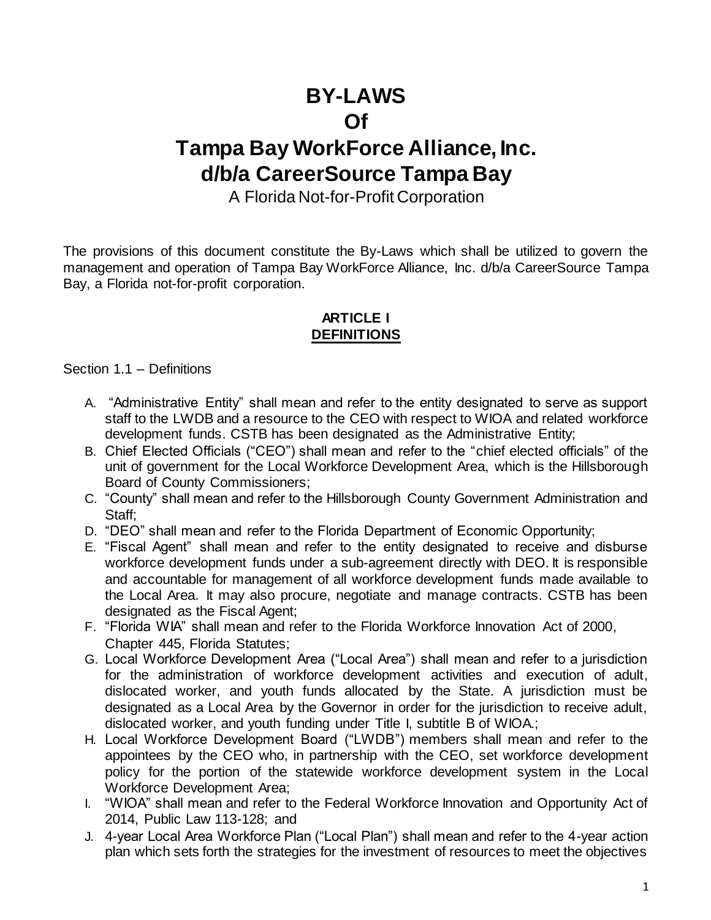# BY-LAWS
# Of
# Tampa Bay WorkForce Alliance, Inc. d/b/a CareerSource Tampa Bay

A Florida Not-for-Profit Corporation

The provisions of this document constitute the By-Laws which shall be utilized to govern the management and operation of Tampa Bay WorkForce Alliance, Inc. d/b/a CareerSource Tampa Bay, a Florida not-for-profit corporation.

## ARTICLE I
## DEFINITIONS

Section 1.1 – Definitions

A. "Administrative Entity" shall mean and refer to the entity designated to serve as support staff to the LWDB and a resource to the CEO with respect to WIOA and related workforce development funds. CSTB has been designated as the Administrative Entity;

B. Chief Elected Officials ("CEO") shall mean and refer to the "chief elected officials" of the unit of government for the Local Workforce Development Area, which is the Hillsborough Board of County Commissioners;

C. "County" shall mean and refer to the Hillsborough County Government Administration and Staff;

D. "DEO" shall mean and refer to the Florida Department of Economic Opportunity;

E. "Fiscal Agent" shall mean and refer to the entity designated to receive and disburse workforce development funds under a sub-agreement directly with DEO. It is responsible and accountable for management of all workforce development funds made available to the Local Area. It may also procure, negotiate and manage contracts. CSTB has been designated as the Fiscal Agent;

F. "Florida WIA" shall mean and refer to the Florida Workforce Innovation Act of 2000, Chapter 445, Florida Statutes;

G. Local Workforce Development Area ("Local Area") shall mean and refer to a jurisdiction for the administration of workforce development activities and execution of adult, dislocated worker, and youth funds allocated by the State. A jurisdiction must be designated as a Local Area by the Governor in order for the jurisdiction to receive adult, dislocated worker, and youth funding under Title I, subtitle B of WIOA.;

H. Local Workforce Development Board ("LWDB") members shall mean and refer to the appointees by the CEO who, in partnership with the CEO, set workforce development policy for the portion of the statewide workforce development system in the Local Workforce Development Area;

I. "WIOA" shall mean and refer to the Federal Workforce Innovation and Opportunity Act of 2014, Public Law 113-128; and

J. 4-year Local Area Workforce Plan ("Local Plan") shall mean and refer to the 4-year action plan which sets forth the strategies for the investment of resources to meet the objectives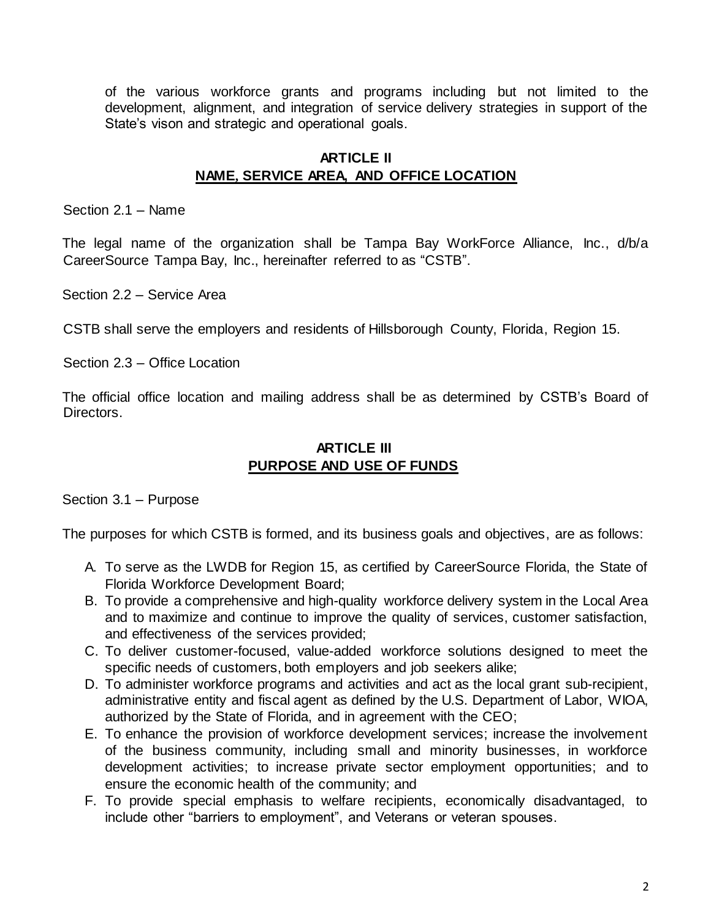of the various workforce grants and programs including but not limited to the development, alignment, and integration of service delivery strategies in support of the State's vison and strategic and operational goals.

## ARTICLE II
## NAME, SERVICE AREA, AND OFFICE LOCATION

Section 2.1 – Name

The legal name of the organization shall be Tampa Bay WorkForce Alliance, Inc., d/b/a CareerSource Tampa Bay, Inc., hereinafter referred to as "CSTB".

Section 2.2 – Service Area

CSTB shall serve the employers and residents of Hillsborough County, Florida, Region 15.

Section 2.3 – Office Location

The official office location and mailing address shall be as determined by CSTB's Board of Directors.

## ARTICLE III
## PURPOSE AND USE OF FUNDS

Section 3.1 – Purpose

The purposes for which CSTB is formed, and its business goals and objectives, are as follows:

A. To serve as the LWDB for Region 15, as certified by CareerSource Florida, the State of Florida Workforce Development Board;
B. To provide a comprehensive and high-quality workforce delivery system in the Local Area and to maximize and continue to improve the quality of services, customer satisfaction, and effectiveness of the services provided;
C. To deliver customer-focused, value-added workforce solutions designed to meet the specific needs of customers, both employers and job seekers alike;
D. To administer workforce programs and activities and act as the local grant sub-recipient, administrative entity and fiscal agent as defined by the U.S. Department of Labor, WIOA, authorized by the State of Florida, and in agreement with the CEO;
E. To enhance the provision of workforce development services; increase the involvement of the business community, including small and minority businesses, in workforce development activities; to increase private sector employment opportunities; and to ensure the economic health of the community; and
F. To provide special emphasis to welfare recipients, economically disadvantaged, to include other "barriers to employment", and Veterans or veteran spouses.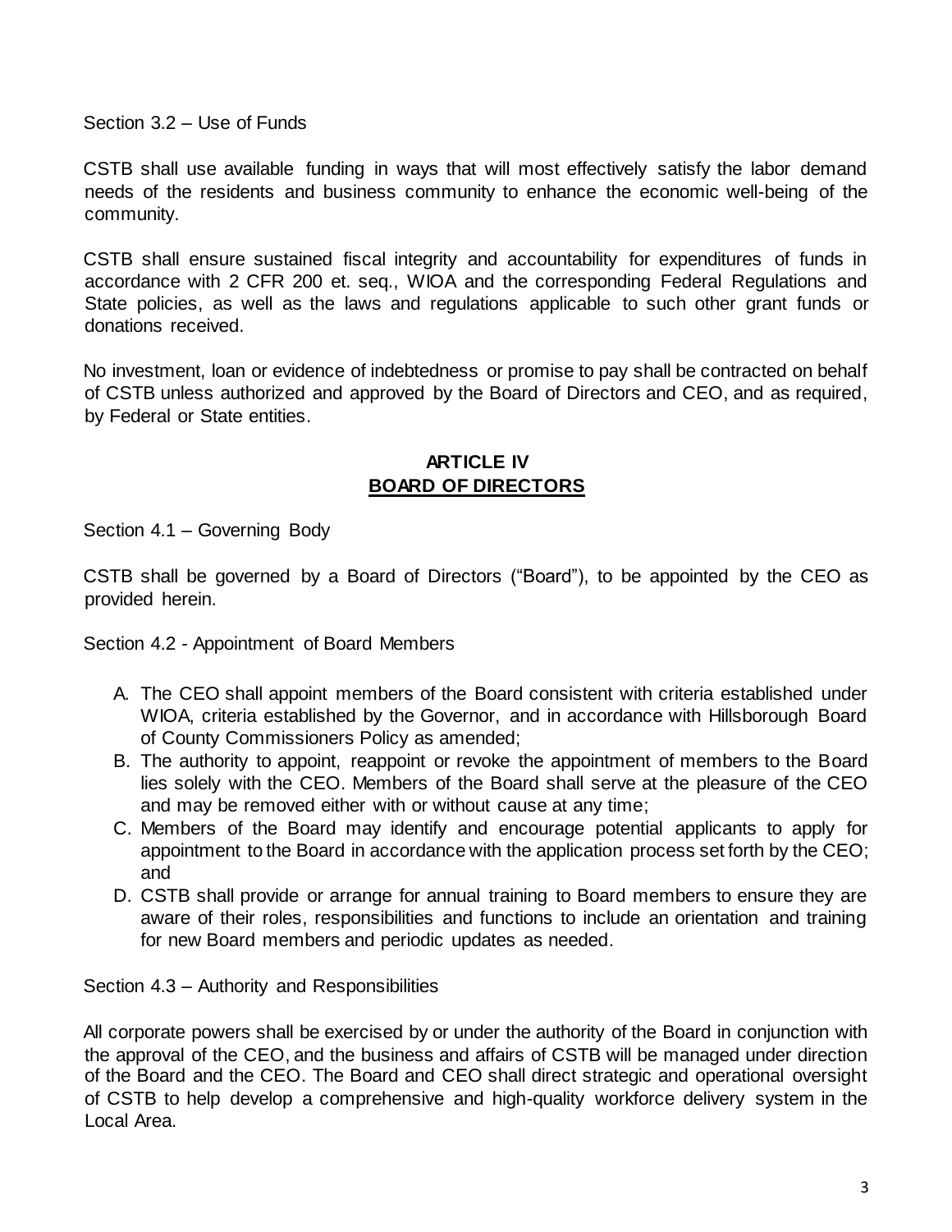Section 3.2 – Use of Funds

CSTB shall use available funding in ways that will most effectively satisfy the labor demand needs of the residents and business community to enhance the economic well-being of the community.

CSTB shall ensure sustained fiscal integrity and accountability for expenditures of funds in accordance with 2 CFR 200 et. seq., WIOA and the corresponding Federal Regulations and State policies, as well as the laws and regulations applicable to such other grant funds or donations received.

No investment, loan or evidence of indebtedness or promise to pay shall be contracted on behalf of CSTB unless authorized and approved by the Board of Directors and CEO, and as required, by Federal or State entities.

## ARTICLE IV
## BOARD OF DIRECTORS

Section 4.1 – Governing Body

CSTB shall be governed by a Board of Directors ("Board"), to be appointed by the CEO as provided herein.

Section 4.2 - Appointment of Board Members

A. The CEO shall appoint members of the Board consistent with criteria established under WIOA, criteria established by the Governor, and in accordance with Hillsborough Board of County Commissioners Policy as amended;
B. The authority to appoint, reappoint or revoke the appointment of members to the Board lies solely with the CEO. Members of the Board shall serve at the pleasure of the CEO and may be removed either with or without cause at any time;
C. Members of the Board may identify and encourage potential applicants to apply for appointment to the Board in accordance with the application process set forth by the CEO; and
D. CSTB shall provide or arrange for annual training to Board members to ensure they are aware of their roles, responsibilities and functions to include an orientation and training for new Board members and periodic updates as needed.

Section 4.3 – Authority and Responsibilities

All corporate powers shall be exercised by or under the authority of the Board in conjunction with the approval of the CEO, and the business and affairs of CSTB will be managed under direction of the Board and the CEO. The Board and CEO shall direct strategic and operational oversight of CSTB to help develop a comprehensive and high-quality workforce delivery system in the Local Area.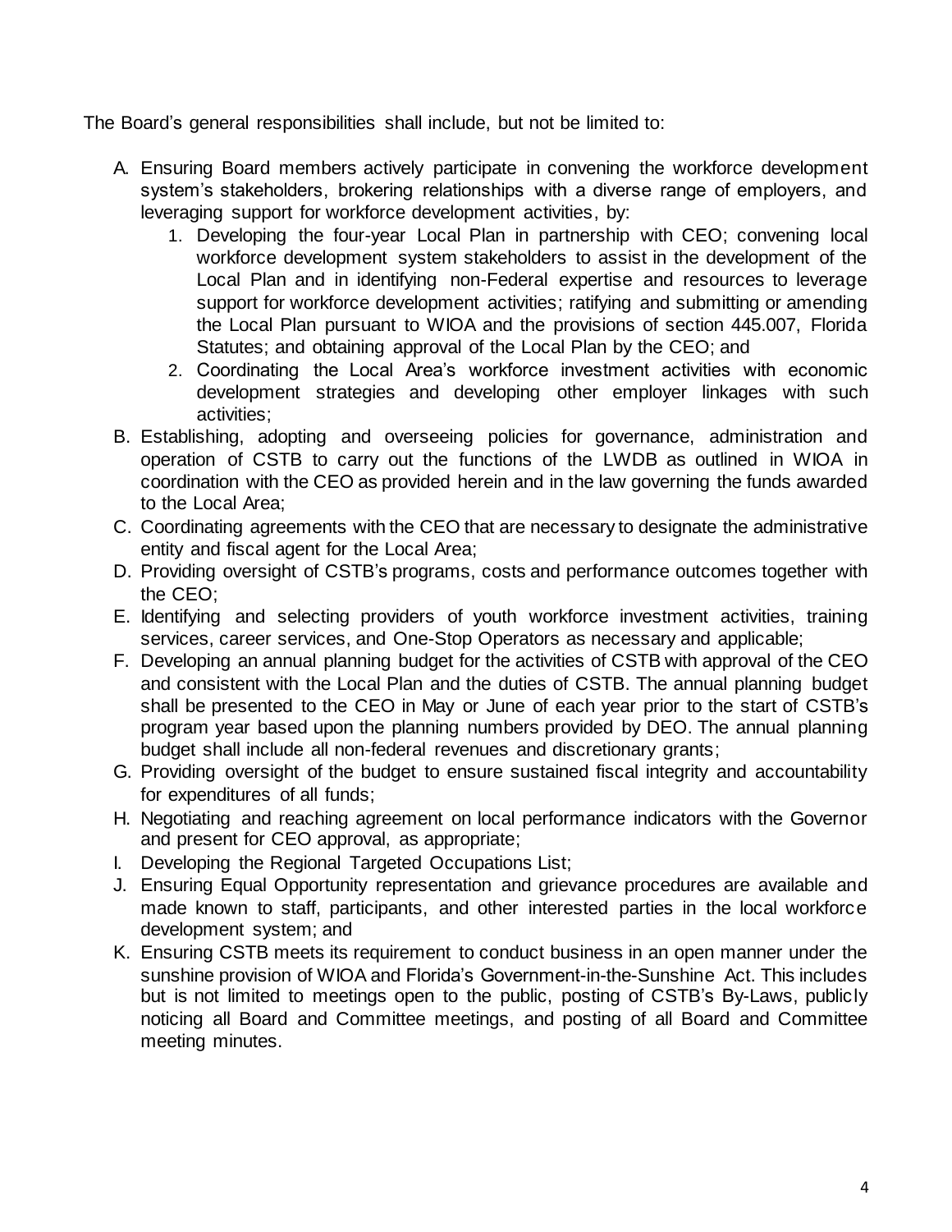The Board's general responsibilities shall include, but not be limited to:

A. Ensuring Board members actively participate in convening the workforce development system's stakeholders, brokering relationships with a diverse range of employers, and leveraging support for workforce development activities, by:
    1. Developing the four-year Local Plan in partnership with CEO; convening local workforce development system stakeholders to assist in the development of the Local Plan and in identifying non-Federal expertise and resources to leverage support for workforce development activities; ratifying and submitting or amending the Local Plan pursuant to WIOA and the provisions of section 445.007, Florida Statutes; and obtaining approval of the Local Plan by the CEO; and
    2. Coordinating the Local Area's workforce investment activities with economic development strategies and developing other employer linkages with such activities;
B. Establishing, adopting and overseeing policies for governance, administration and operation of CSTB to carry out the functions of the LWDB as outlined in WIOA in coordination with the CEO as provided herein and in the law governing the funds awarded to the Local Area;
C. Coordinating agreements with the CEO that are necessary to designate the administrative entity and fiscal agent for the Local Area;
D. Providing oversight of CSTB's programs, costs and performance outcomes together with the CEO;
E. Identifying and selecting providers of youth workforce investment activities, training services, career services, and One-Stop Operators as necessary and applicable;
F. Developing an annual planning budget for the activities of CSTB with approval of the CEO and consistent with the Local Plan and the duties of CSTB. The annual planning budget shall be presented to the CEO in May or June of each year prior to the start of CSTB's program year based upon the planning numbers provided by DEO. The annual planning budget shall include all non-federal revenues and discretionary grants;
G. Providing oversight of the budget to ensure sustained fiscal integrity and accountability for expenditures of all funds;
H. Negotiating and reaching agreement on local performance indicators with the Governor and present for CEO approval, as appropriate;
I. Developing the Regional Targeted Occupations List;
J. Ensuring Equal Opportunity representation and grievance procedures are available and made known to staff, participants, and other interested parties in the local workforce development system; and
K. Ensuring CSTB meets its requirement to conduct business in an open manner under the sunshine provision of WIOA and Florida's Government-in-the-Sunshine Act. This includes but is not limited to meetings open to the public, posting of CSTB's By-Laws, publicly noticing all Board and Committee meetings, and posting of all Board and Committee meeting minutes.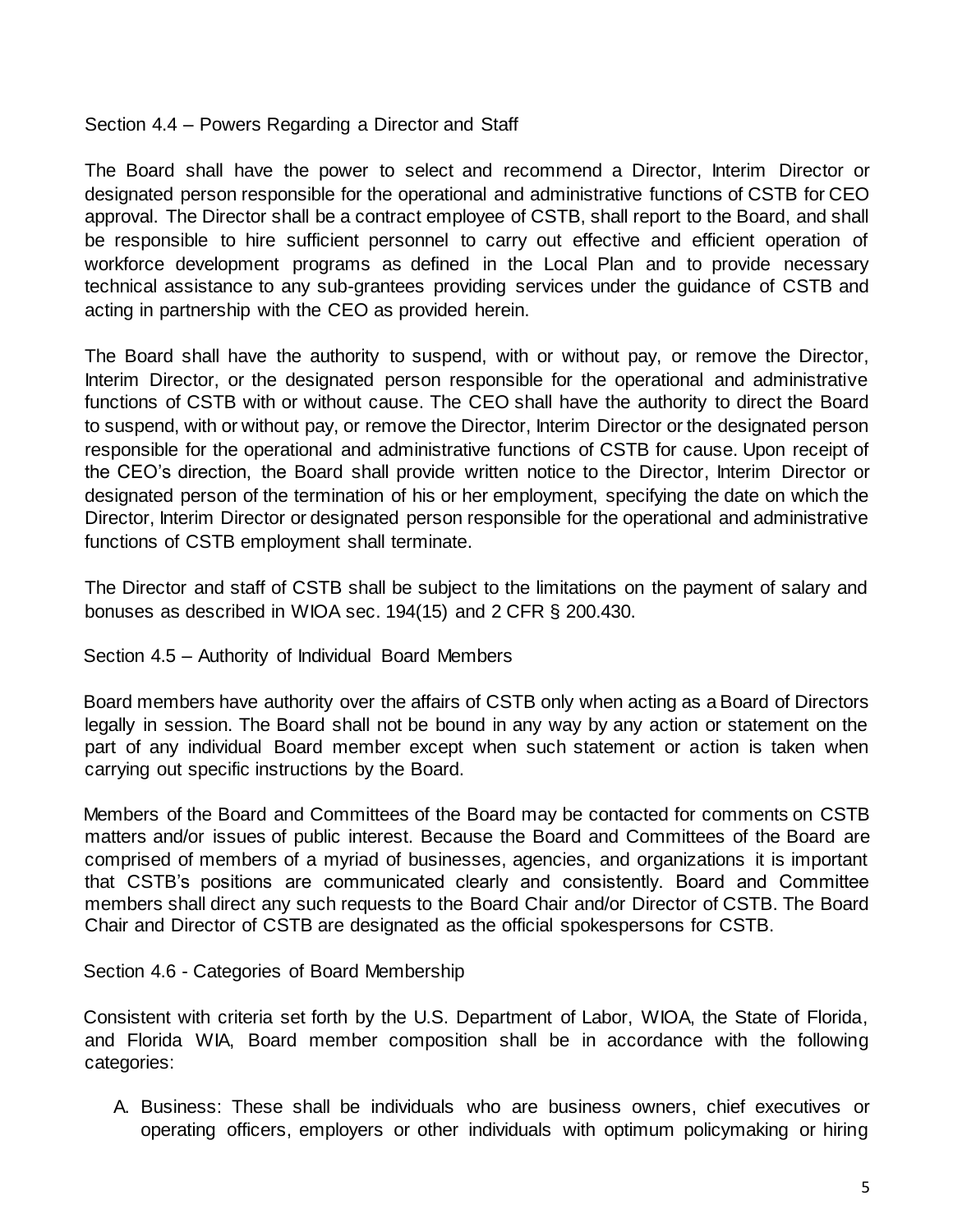### Section 4.4 – Powers Regarding a Director and Staff

The Board shall have the power to select and recommend a Director, Interim Director or designated person responsible for the operational and administrative functions of CSTB for CEO approval. The Director shall be a contract employee of CSTB, shall report to the Board, and shall be responsible to hire sufficient personnel to carry out effective and efficient operation of workforce development programs as defined in the Local Plan and to provide necessary technical assistance to any sub-grantees providing services under the guidance of CSTB and acting in partnership with the CEO as provided herein.

The Board shall have the authority to suspend, with or without pay, or remove the Director, Interim Director, or the designated person responsible for the operational and administrative functions of CSTB with or without cause. The CEO shall have the authority to direct the Board to suspend, with or without pay, or remove the Director, Interim Director or the designated person responsible for the operational and administrative functions of CSTB for cause. Upon receipt of the CEO's direction, the Board shall provide written notice to the Director, Interim Director or designated person of the termination of his or her employment, specifying the date on which the Director, Interim Director or designated person responsible for the operational and administrative functions of CSTB employment shall terminate.

The Director and staff of CSTB shall be subject to the limitations on the payment of salary and bonuses as described in WIOA sec. 194(15) and 2 CFR § 200.430.

### Section 4.5 – Authority of Individual Board Members

Board members have authority over the affairs of CSTB only when acting as a Board of Directors legally in session. The Board shall not be bound in any way by any action or statement on the part of any individual Board member except when such statement or action is taken when carrying out specific instructions by the Board.

Members of the Board and Committees of the Board may be contacted for comments on CSTB matters and/or issues of public interest. Because the Board and Committees of the Board are comprised of members of a myriad of businesses, agencies, and organizations it is important that CSTB's positions are communicated clearly and consistently. Board and Committee members shall direct any such requests to the Board Chair and/or Director of CSTB. The Board Chair and Director of CSTB are designated as the official spokespersons for CSTB.

### Section 4.6 - Categories of Board Membership

Consistent with criteria set forth by the U.S. Department of Labor, WIOA, the State of Florida, and Florida WIA, Board member composition shall be in accordance with the following categories:

A. Business: These shall be individuals who are business owners, chief executives or operating officers, employers or other individuals with optimum policymaking or hiring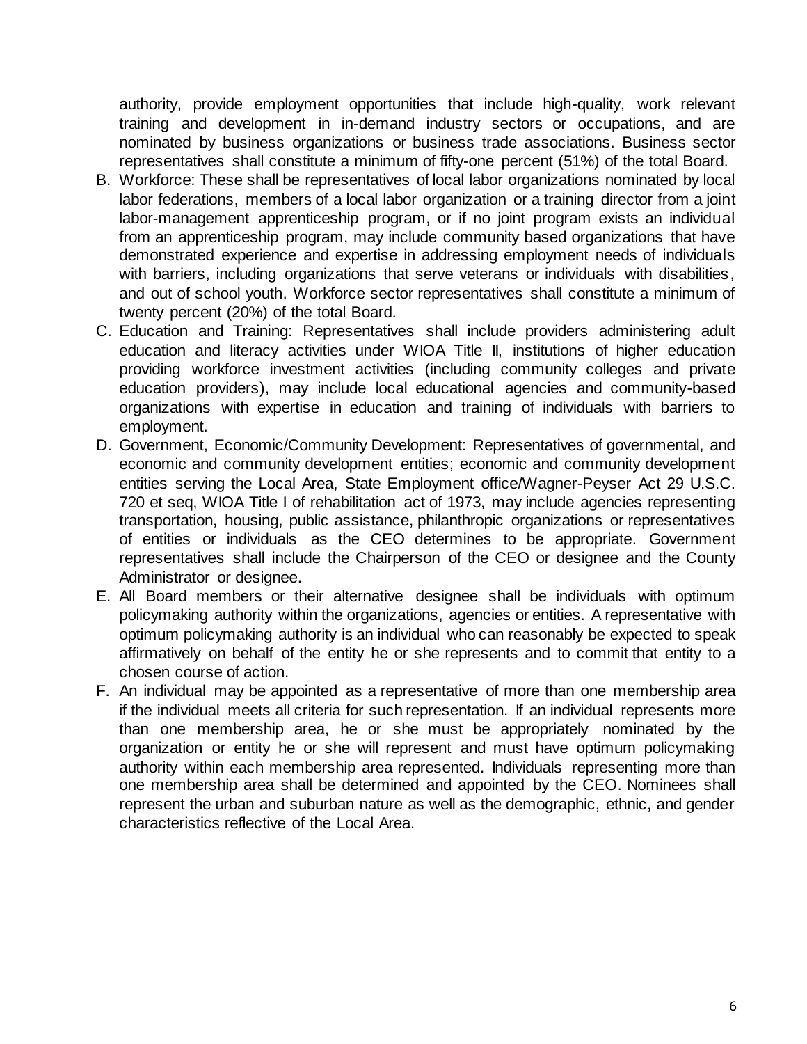authority, provide employment opportunities that include high-quality, work relevant training and development in in-demand industry sectors or occupations, and are nominated by business organizations or business trade associations. Business sector representatives shall constitute a minimum of fifty-one percent (51%) of the total Board.

B. Workforce: These shall be representatives of local labor organizations nominated by local labor federations, members of a local labor organization or a training director from a joint labor-management apprenticeship program, or if no joint program exists an individual from an apprenticeship program, may include community based organizations that have demonstrated experience and expertise in addressing employment needs of individuals with barriers, including organizations that serve veterans or individuals with disabilities, and out of school youth. Workforce sector representatives shall constitute a minimum of twenty percent (20%) of the total Board.

C. Education and Training: Representatives shall include providers administering adult education and literacy activities under WIOA Title II, institutions of higher education providing workforce investment activities (including community colleges and private education providers), may include local educational agencies and community-based organizations with expertise in education and training of individuals with barriers to employment.

D. Government, Economic/Community Development: Representatives of governmental, and economic and community development entities; economic and community development entities serving the Local Area, State Employment office/Wagner-Peyser Act 29 U.S.C. 720 et seq, WIOA Title I of rehabilitation act of 1973, may include agencies representing transportation, housing, public assistance, philanthropic organizations or representatives of entities or individuals as the CEO determines to be appropriate. Government representatives shall include the Chairperson of the CEO or designee and the County Administrator or designee.

E. All Board members or their alternative designee shall be individuals with optimum policymaking authority within the organizations, agencies or entities. A representative with optimum policymaking authority is an individual who can reasonably be expected to speak affirmatively on behalf of the entity he or she represents and to commit that entity to a chosen course of action.

F. An individual may be appointed as a representative of more than one membership area if the individual meets all criteria for such representation. If an individual represents more than one membership area, he or she must be appropriately nominated by the organization or entity he or she will represent and must have optimum policymaking authority within each membership area represented. Individuals representing more than one membership area shall be determined and appointed by the CEO. Nominees shall represent the urban and suburban nature as well as the demographic, ethnic, and gender characteristics reflective of the Local Area.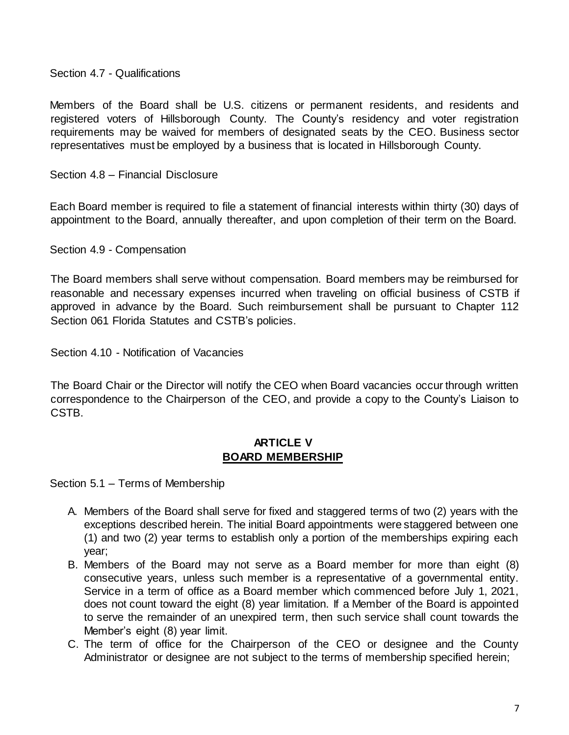Section 4.7 - Qualifications

Members of the Board shall be U.S. citizens or permanent residents, and residents and registered voters of Hillsborough County. The County's residency and voter registration requirements may be waived for members of designated seats by the CEO. Business sector representatives must be employed by a business that is located in Hillsborough County.

Section 4.8 – Financial Disclosure

Each Board member is required to file a statement of financial interests within thirty (30) days of appointment to the Board, annually thereafter, and upon completion of their term on the Board.

Section 4.9 - Compensation

The Board members shall serve without compensation. Board members may be reimbursed for reasonable and necessary expenses incurred when traveling on official business of CSTB if approved in advance by the Board. Such reimbursement shall be pursuant to Chapter 112 Section 061 Florida Statutes and CSTB's policies.

Section 4.10 - Notification of Vacancies

The Board Chair or the Director will notify the CEO when Board vacancies occur through written correspondence to the Chairperson of the CEO, and provide a copy to the County's Liaison to CSTB.

## ARTICLE V
## BOARD MEMBERSHIP

Section 5.1 – Terms of Membership

A. Members of the Board shall serve for fixed and staggered terms of two (2) years with the exceptions described herein. The initial Board appointments were staggered between one (1) and two (2) year terms to establish only a portion of the memberships expiring each year;
B. Members of the Board may not serve as a Board member for more than eight (8) consecutive years, unless such member is a representative of a governmental entity. Service in a term of office as a Board member which commenced before July 1, 2021, does not count toward the eight (8) year limitation. If a Member of the Board is appointed to serve the remainder of an unexpired term, then such service shall count towards the Member's eight (8) year limit.
C. The term of office for the Chairperson of the CEO or designee and the County Administrator or designee are not subject to the terms of membership specified herein;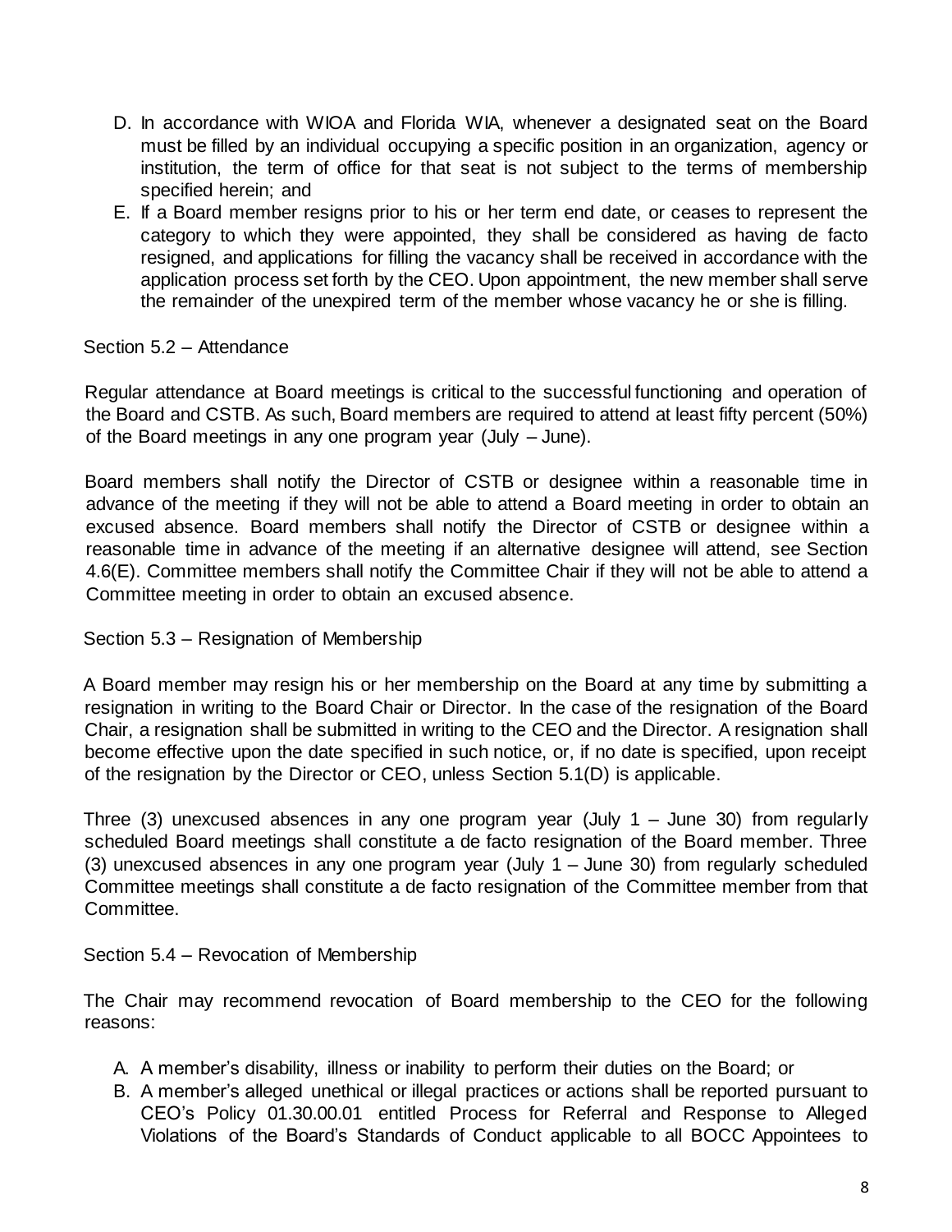D. In accordance with WIOA and Florida WIA, whenever a designated seat on the Board must be filled by an individual occupying a specific position in an organization, agency or institution, the term of office for that seat is not subject to the terms of membership specified herein; and

E. If a Board member resigns prior to his or her term end date, or ceases to represent the category to which they were appointed, they shall be considered as having de facto resigned, and applications for filling the vacancy shall be received in accordance with the application process set forth by the CEO. Upon appointment, the new member shall serve the remainder of the unexpired term of the member whose vacancy he or she is filling.

### Section 5.2 – Attendance

Regular attendance at Board meetings is critical to the successful functioning and operation of the Board and CSTB. As such, Board members are required to attend at least fifty percent (50%) of the Board meetings in any one program year (July – June).

Board members shall notify the Director of CSTB or designee within a reasonable time in advance of the meeting if they will not be able to attend a Board meeting in order to obtain an excused absence. Board members shall notify the Director of CSTB or designee within a reasonable time in advance of the meeting if an alternative designee will attend, see Section 4.6(E). Committee members shall notify the Committee Chair if they will not be able to attend a Committee meeting in order to obtain an excused absence.

### Section 5.3 – Resignation of Membership

A Board member may resign his or her membership on the Board at any time by submitting a resignation in writing to the Board Chair or Director. In the case of the resignation of the Board Chair, a resignation shall be submitted in writing to the CEO and the Director. A resignation shall become effective upon the date specified in such notice, or, if no date is specified, upon receipt of the resignation by the Director or CEO, unless Section 5.1(D) is applicable.

Three (3) unexcused absences in any one program year (July 1 – June 30) from regularly scheduled Board meetings shall constitute a de facto resignation of the Board member. Three (3) unexcused absences in any one program year (July 1 – June 30) from regularly scheduled Committee meetings shall constitute a de facto resignation of the Committee member from that Committee.

### Section 5.4 – Revocation of Membership

The Chair may recommend revocation of Board membership to the CEO for the following reasons:

A. A member's disability, illness or inability to perform their duties on the Board; or

B. A member's alleged unethical or illegal practices or actions shall be reported pursuant to CEO's Policy 01.30.00.01 entitled Process for Referral and Response to Alleged Violations of the Board's Standards of Conduct applicable to all BOCC Appointees to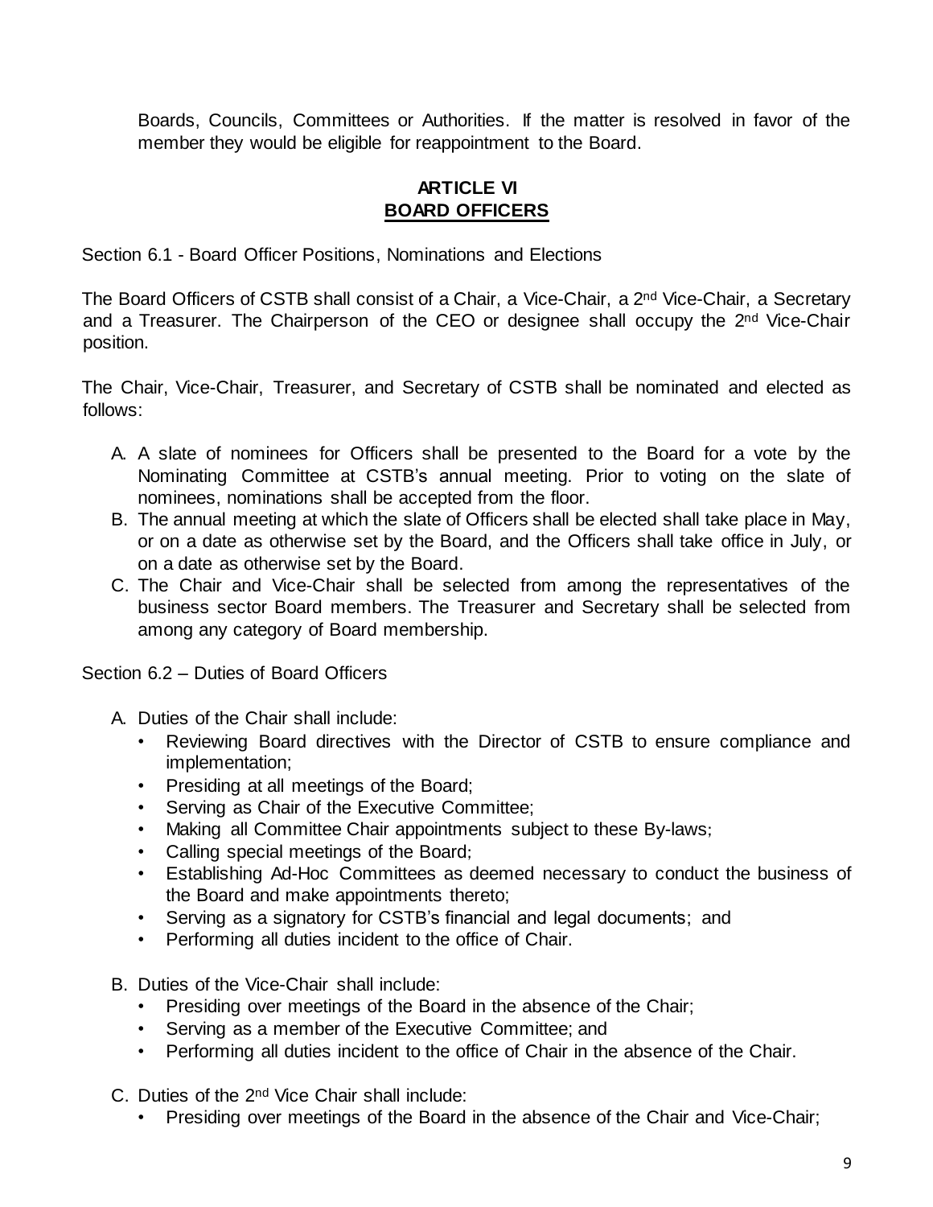Boards, Councils, Committees or Authorities. If the matter is resolved in favor of the member they would be eligible for reappointment to the Board.

## ARTICLE VI
## BOARD OFFICERS

Section 6.1 - Board Officer Positions, Nominations and Elections

The Board Officers of CSTB shall consist of a Chair, a Vice-Chair, a 2nd Vice-Chair, a Secretary and a Treasurer. The Chairperson of the CEO or designee shall occupy the 2nd Vice-Chair position.

The Chair, Vice-Chair, Treasurer, and Secretary of CSTB shall be nominated and elected as follows:

A. A slate of nominees for Officers shall be presented to the Board for a vote by the Nominating Committee at CSTB's annual meeting. Prior to voting on the slate of nominees, nominations shall be accepted from the floor.
B. The annual meeting at which the slate of Officers shall be elected shall take place in May, or on a date as otherwise set by the Board, and the Officers shall take office in July, or on a date as otherwise set by the Board.
C. The Chair and Vice-Chair shall be selected from among the representatives of the business sector Board members. The Treasurer and Secretary shall be selected from among any category of Board membership.

Section 6.2 – Duties of Board Officers

A. Duties of the Chair shall include:
   - Reviewing Board directives with the Director of CSTB to ensure compliance and implementation;
   - Presiding at all meetings of the Board;
   - Serving as Chair of the Executive Committee;
   - Making all Committee Chair appointments subject to these By-laws;
   - Calling special meetings of the Board;
   - Establishing Ad-Hoc Committees as deemed necessary to conduct the business of the Board and make appointments thereto;
   - Serving as a signatory for CSTB's financial and legal documents; and
   - Performing all duties incident to the office of Chair.

B. Duties of the Vice-Chair shall include:
   - Presiding over meetings of the Board in the absence of the Chair;
   - Serving as a member of the Executive Committee; and
   - Performing all duties incident to the office of Chair in the absence of the Chair.

C. Duties of the 2nd Vice Chair shall include:
   - Presiding over meetings of the Board in the absence of the Chair and Vice-Chair;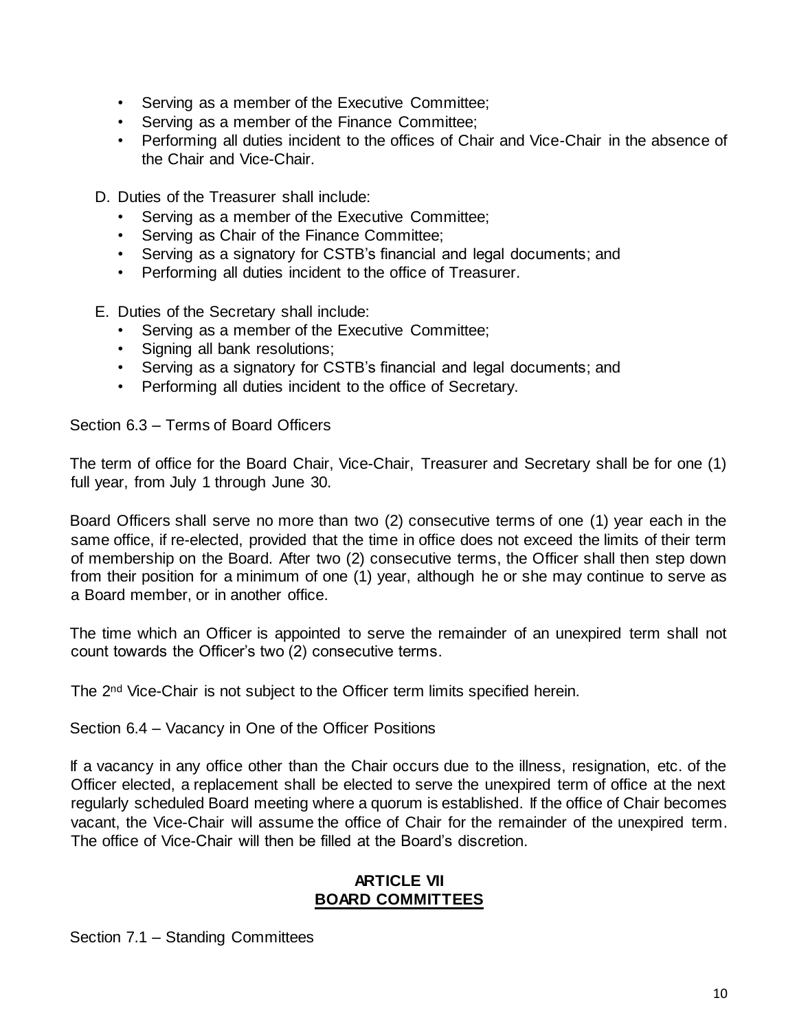- Serving as a member of the Executive Committee;
- Serving as a member of the Finance Committee;
- Performing all duties incident to the offices of Chair and Vice-Chair in the absence of the Chair and Vice-Chair.

D. Duties of the Treasurer shall include:

- Serving as a member of the Executive Committee;
- Serving as Chair of the Finance Committee;
- Serving as a signatory for CSTB's financial and legal documents; and
- Performing all duties incident to the office of Treasurer.

E. Duties of the Secretary shall include:

- Serving as a member of the Executive Committee;
- Signing all bank resolutions;
- Serving as a signatory for CSTB's financial and legal documents; and
- Performing all duties incident to the office of Secretary.

Section 6.3 – Terms of Board Officers

The term of office for the Board Chair, Vice-Chair, Treasurer and Secretary shall be for one (1) full year, from July 1 through June 30.

Board Officers shall serve no more than two (2) consecutive terms of one (1) year each in the same office, if re-elected, provided that the time in office does not exceed the limits of their term of membership on the Board. After two (2) consecutive terms, the Officer shall then step down from their position for a minimum of one (1) year, although he or she may continue to serve as a Board member, or in another office.

The time which an Officer is appointed to serve the remainder of an unexpired term shall not count towards the Officer's two (2) consecutive terms.

The 2nd Vice-Chair is not subject to the Officer term limits specified herein.

Section 6.4 – Vacancy in One of the Officer Positions

If a vacancy in any office other than the Chair occurs due to the illness, resignation, etc. of the Officer elected, a replacement shall be elected to serve the unexpired term of office at the next regularly scheduled Board meeting where a quorum is established. If the office of Chair becomes vacant, the Vice-Chair will assume the office of Chair for the remainder of the unexpired term. The office of Vice-Chair will then be filled at the Board's discretion.

## ARTICLE VII
## BOARD COMMITTEES

Section 7.1 – Standing Committees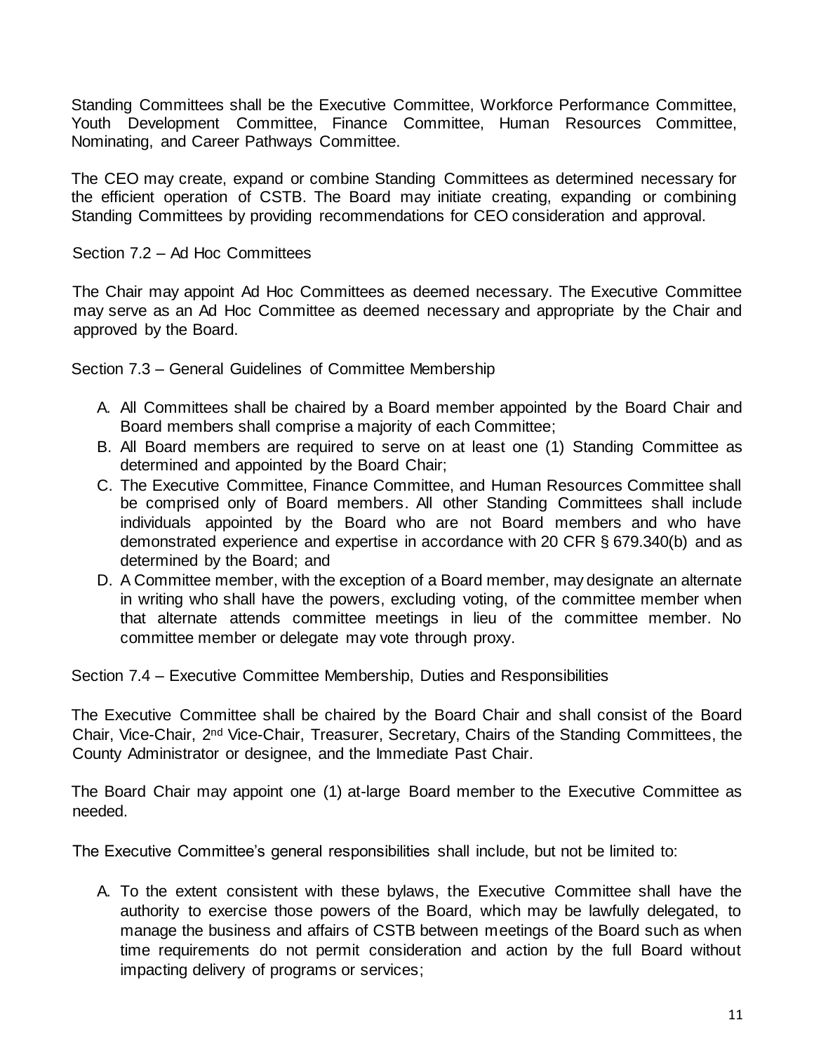Standing Committees shall be the Executive Committee, Workforce Performance Committee, Youth Development Committee, Finance Committee, Human Resources Committee, Nominating, and Career Pathways Committee.

The CEO may create, expand or combine Standing Committees as determined necessary for the efficient operation of CSTB. The Board may initiate creating, expanding or combining Standing Committees by providing recommendations for CEO consideration and approval.

Section 7.2 – Ad Hoc Committees

The Chair may appoint Ad Hoc Committees as deemed necessary. The Executive Committee may serve as an Ad Hoc Committee as deemed necessary and appropriate by the Chair and approved by the Board.

Section 7.3 – General Guidelines of Committee Membership

A. All Committees shall be chaired by a Board member appointed by the Board Chair and Board members shall comprise a majority of each Committee;
B. All Board members are required to serve on at least one (1) Standing Committee as determined and appointed by the Board Chair;
C. The Executive Committee, Finance Committee, and Human Resources Committee shall be comprised only of Board members. All other Standing Committees shall include individuals appointed by the Board who are not Board members and who have demonstrated experience and expertise in accordance with 20 CFR § 679.340(b) and as determined by the Board; and
D. A Committee member, with the exception of a Board member, may designate an alternate in writing who shall have the powers, excluding voting, of the committee member when that alternate attends committee meetings in lieu of the committee member. No committee member or delegate may vote through proxy.

Section 7.4 – Executive Committee Membership, Duties and Responsibilities

The Executive Committee shall be chaired by the Board Chair and shall consist of the Board Chair, Vice-Chair, 2nd Vice-Chair, Treasurer, Secretary, Chairs of the Standing Committees, the County Administrator or designee, and the Immediate Past Chair.

The Board Chair may appoint one (1) at-large Board member to the Executive Committee as needed.

The Executive Committee's general responsibilities shall include, but not be limited to:

A. To the extent consistent with these bylaws, the Executive Committee shall have the authority to exercise those powers of the Board, which may be lawfully delegated, to manage the business and affairs of CSTB between meetings of the Board such as when time requirements do not permit consideration and action by the full Board without impacting delivery of programs or services;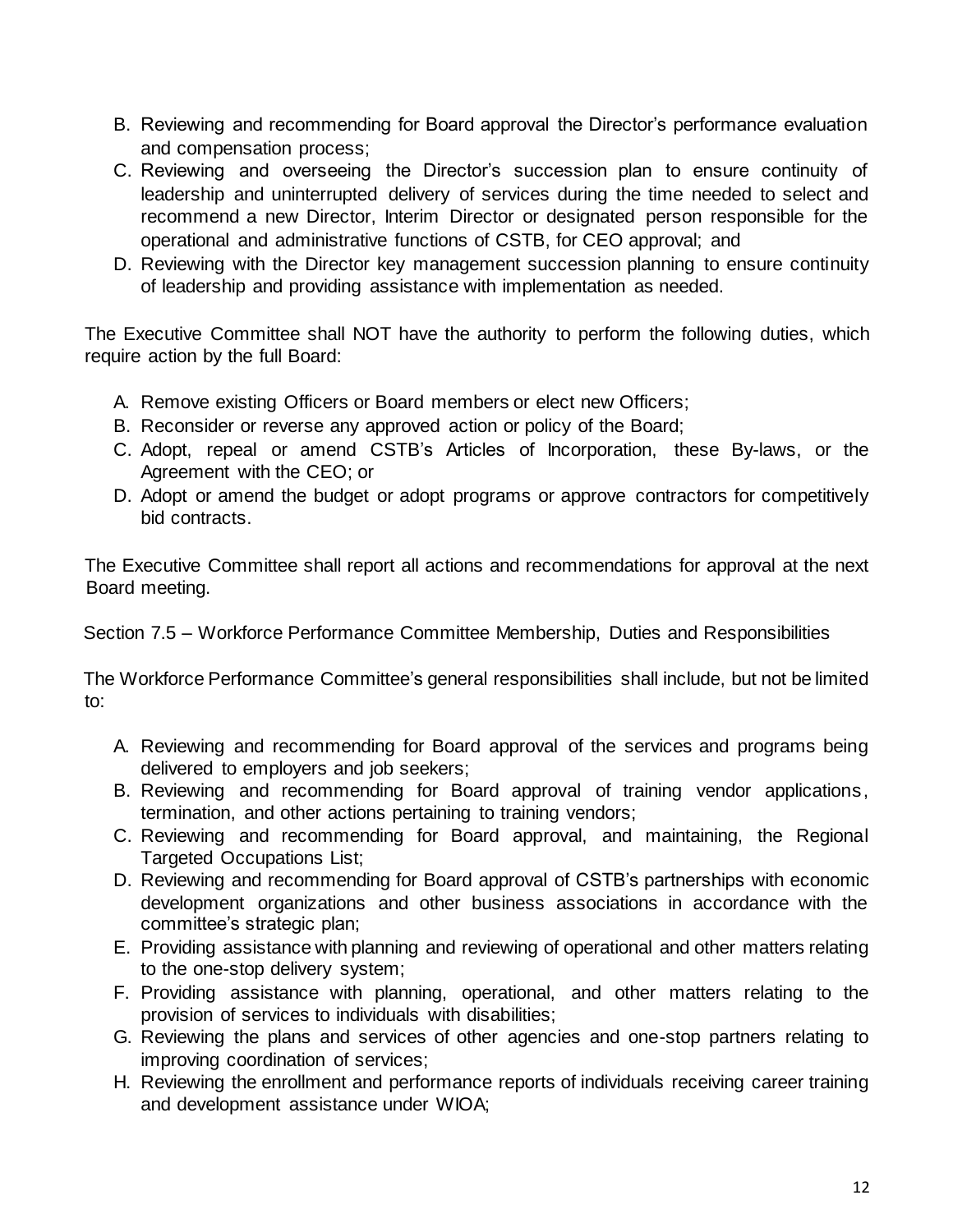B. Reviewing and recommending for Board approval the Director's performance evaluation and compensation process;
C. Reviewing and overseeing the Director's succession plan to ensure continuity of leadership and uninterrupted delivery of services during the time needed to select and recommend a new Director, Interim Director or designated person responsible for the operational and administrative functions of CSTB, for CEO approval; and
D. Reviewing with the Director key management succession planning to ensure continuity of leadership and providing assistance with implementation as needed.

The Executive Committee shall NOT have the authority to perform the following duties, which require action by the full Board:

A. Remove existing Officers or Board members or elect new Officers;
B. Reconsider or reverse any approved action or policy of the Board;
C. Adopt, repeal or amend CSTB's Articles of Incorporation, these By-laws, or the Agreement with the CEO; or
D. Adopt or amend the budget or adopt programs or approve contractors for competitively bid contracts.

The Executive Committee shall report all actions and recommendations for approval at the next Board meeting.

Section 7.5 – Workforce Performance Committee Membership, Duties and Responsibilities

The Workforce Performance Committee's general responsibilities shall include, but not be limited to:

A. Reviewing and recommending for Board approval of the services and programs being delivered to employers and job seekers;
B. Reviewing and recommending for Board approval of training vendor applications, termination, and other actions pertaining to training vendors;
C. Reviewing and recommending for Board approval, and maintaining, the Regional Targeted Occupations List;
D. Reviewing and recommending for Board approval of CSTB's partnerships with economic development organizations and other business associations in accordance with the committee's strategic plan;
E. Providing assistance with planning and reviewing of operational and other matters relating to the one-stop delivery system;
F. Providing assistance with planning, operational, and other matters relating to the provision of services to individuals with disabilities;
G. Reviewing the plans and services of other agencies and one-stop partners relating to improving coordination of services;
H. Reviewing the enrollment and performance reports of individuals receiving career training and development assistance under WIOA;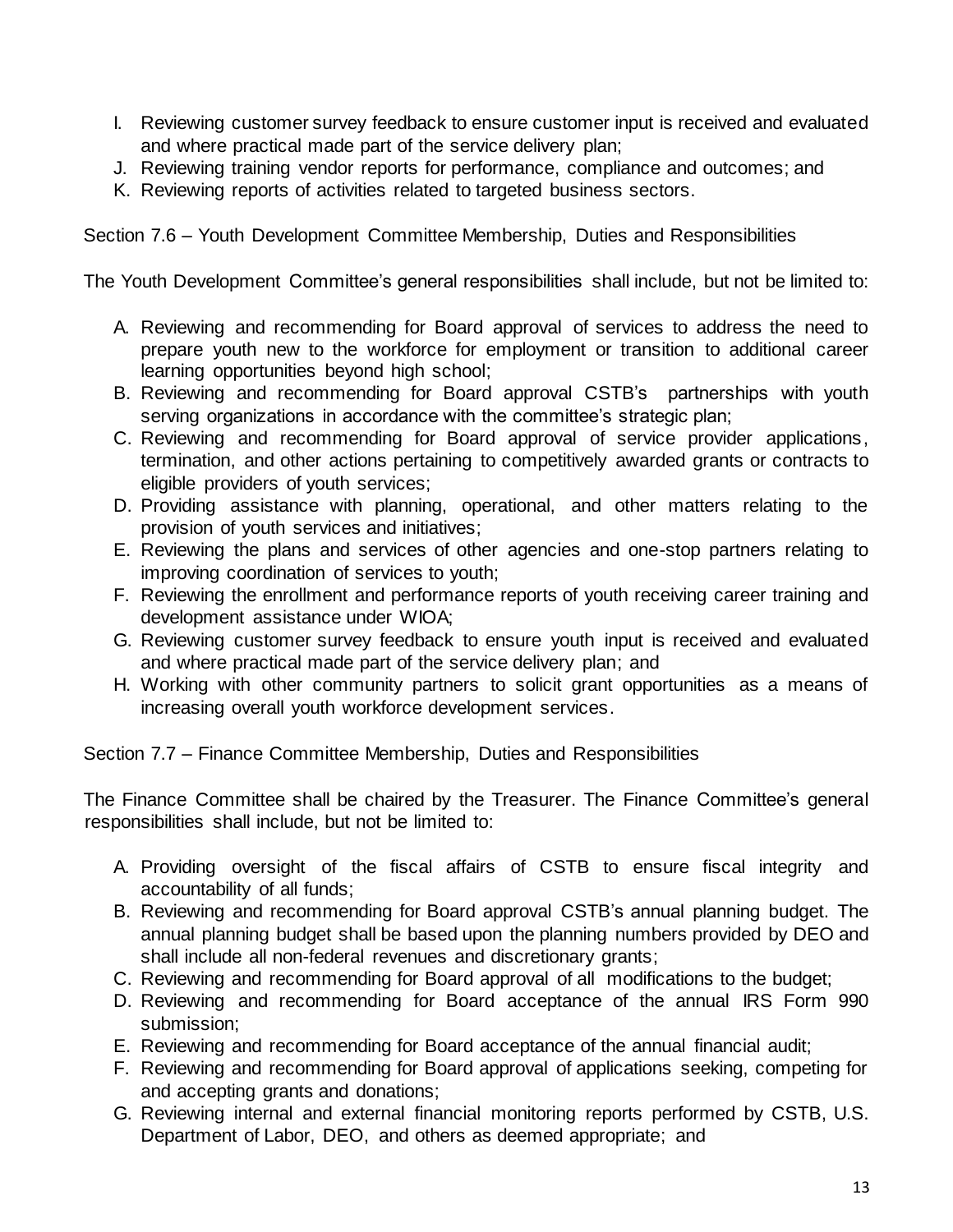I. Reviewing customer survey feedback to ensure customer input is received and evaluated and where practical made part of the service delivery plan;
J. Reviewing training vendor reports for performance, compliance and outcomes; and
K. Reviewing reports of activities related to targeted business sectors.

Section 7.6 – Youth Development Committee Membership, Duties and Responsibilities

The Youth Development Committee's general responsibilities shall include, but not be limited to:

A. Reviewing and recommending for Board approval of services to address the need to prepare youth new to the workforce for employment or transition to additional career learning opportunities beyond high school;
B. Reviewing and recommending for Board approval CSTB's partnerships with youth serving organizations in accordance with the committee's strategic plan;
C. Reviewing and recommending for Board approval of service provider applications, termination, and other actions pertaining to competitively awarded grants or contracts to eligible providers of youth services;
D. Providing assistance with planning, operational, and other matters relating to the provision of youth services and initiatives;
E. Reviewing the plans and services of other agencies and one-stop partners relating to improving coordination of services to youth;
F. Reviewing the enrollment and performance reports of youth receiving career training and development assistance under WIOA;
G. Reviewing customer survey feedback to ensure youth input is received and evaluated and where practical made part of the service delivery plan; and
H. Working with other community partners to solicit grant opportunities as a means of increasing overall youth workforce development services.

Section 7.7 – Finance Committee Membership, Duties and Responsibilities

The Finance Committee shall be chaired by the Treasurer. The Finance Committee's general responsibilities shall include, but not be limited to:

A. Providing oversight of the fiscal affairs of CSTB to ensure fiscal integrity and accountability of all funds;
B. Reviewing and recommending for Board approval CSTB's annual planning budget. The annual planning budget shall be based upon the planning numbers provided by DEO and shall include all non-federal revenues and discretionary grants;
C. Reviewing and recommending for Board approval of all modifications to the budget;
D. Reviewing and recommending for Board acceptance of the annual IRS Form 990 submission;
E. Reviewing and recommending for Board acceptance of the annual financial audit;
F. Reviewing and recommending for Board approval of applications seeking, competing for and accepting grants and donations;
G. Reviewing internal and external financial monitoring reports performed by CSTB, U.S. Department of Labor, DEO, and others as deemed appropriate; and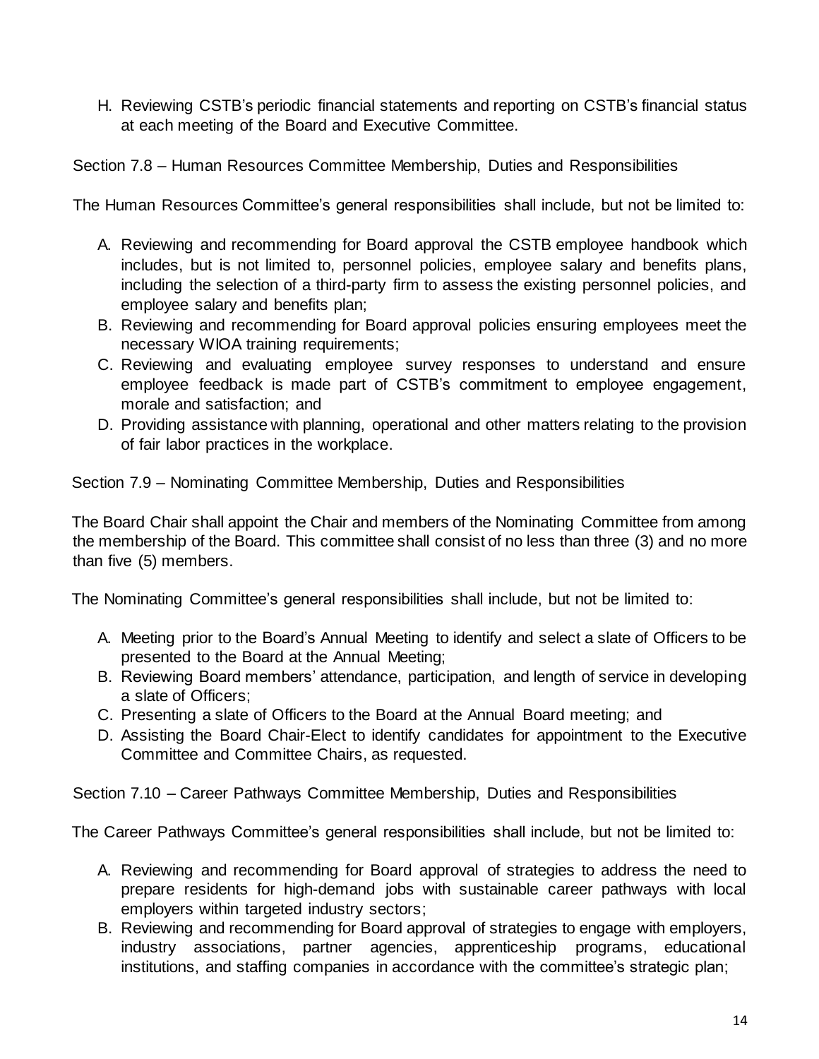H. Reviewing CSTB's periodic financial statements and reporting on CSTB's financial status at each meeting of the Board and Executive Committee.

Section 7.8 – Human Resources Committee Membership, Duties and Responsibilities

The Human Resources Committee's general responsibilities shall include, but not be limited to:

A. Reviewing and recommending for Board approval the CSTB employee handbook which includes, but is not limited to, personnel policies, employee salary and benefits plans, including the selection of a third-party firm to assess the existing personnel policies, and employee salary and benefits plan;
B. Reviewing and recommending for Board approval policies ensuring employees meet the necessary WIOA training requirements;
C. Reviewing and evaluating employee survey responses to understand and ensure employee feedback is made part of CSTB's commitment to employee engagement, morale and satisfaction; and
D. Providing assistance with planning, operational and other matters relating to the provision of fair labor practices in the workplace.

Section 7.9 – Nominating Committee Membership, Duties and Responsibilities

The Board Chair shall appoint the Chair and members of the Nominating Committee from among the membership of the Board. This committee shall consist of no less than three (3) and no more than five (5) members.

The Nominating Committee's general responsibilities shall include, but not be limited to:

A. Meeting prior to the Board's Annual Meeting to identify and select a slate of Officers to be presented to the Board at the Annual Meeting;
B. Reviewing Board members' attendance, participation, and length of service in developing a slate of Officers;
C. Presenting a slate of Officers to the Board at the Annual Board meeting; and
D. Assisting the Board Chair-Elect to identify candidates for appointment to the Executive Committee and Committee Chairs, as requested.

Section 7.10 – Career Pathways Committee Membership, Duties and Responsibilities

The Career Pathways Committee's general responsibilities shall include, but not be limited to:

A. Reviewing and recommending for Board approval of strategies to address the need to prepare residents for high-demand jobs with sustainable career pathways with local employers within targeted industry sectors;
B. Reviewing and recommending for Board approval of strategies to engage with employers, industry associations, partner agencies, apprenticeship programs, educational institutions, and staffing companies in accordance with the committee's strategic plan;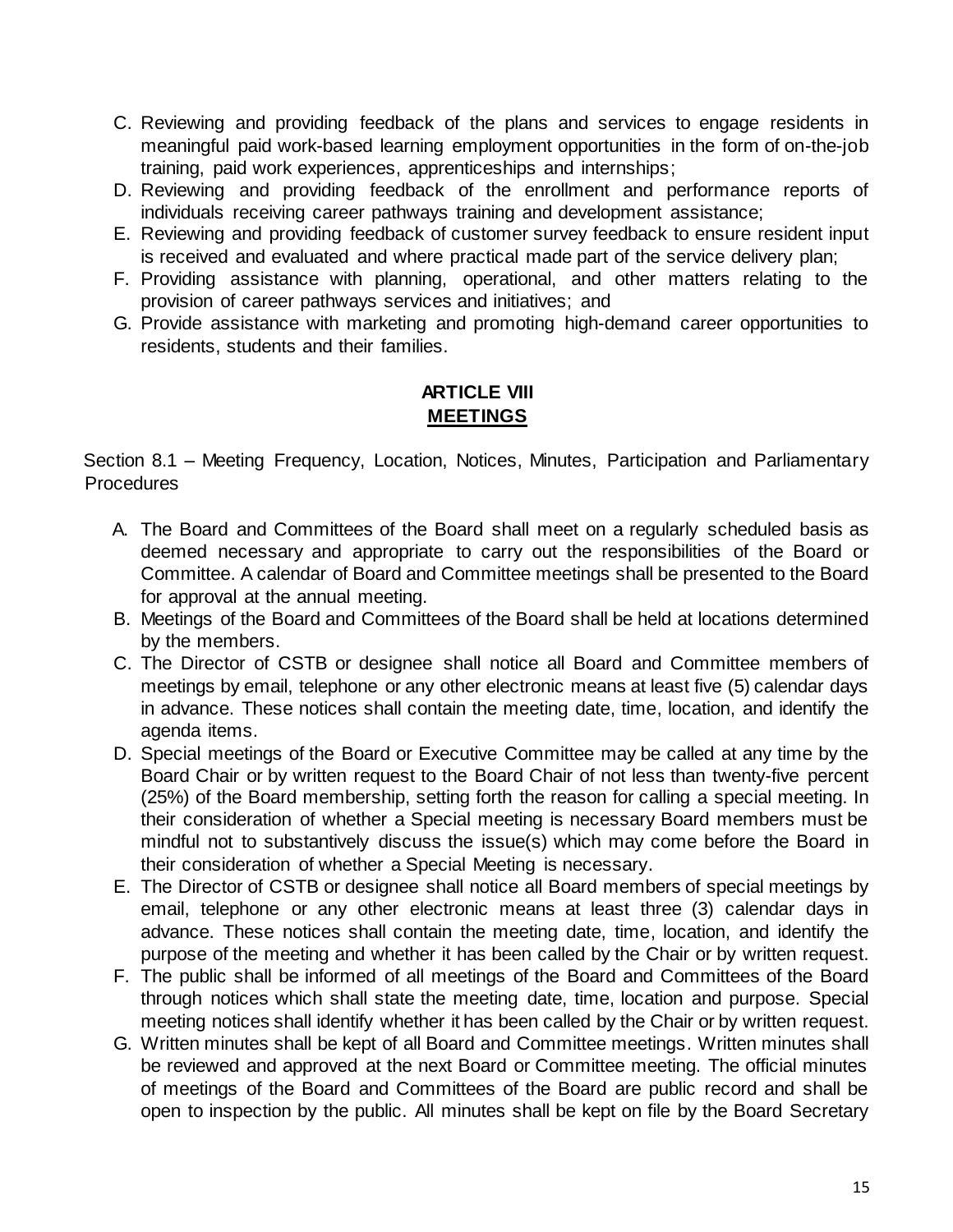C. Reviewing and providing feedback of the plans and services to engage residents in meaningful paid work-based learning employment opportunities in the form of on-the-job training, paid work experiences, apprenticeships and internships;
D. Reviewing and providing feedback of the enrollment and performance reports of individuals receiving career pathways training and development assistance;
E. Reviewing and providing feedback of customer survey feedback to ensure resident input is received and evaluated and where practical made part of the service delivery plan;
F. Providing assistance with planning, operational, and other matters relating to the provision of career pathways services and initiatives; and
G. Provide assistance with marketing and promoting high-demand career opportunities to residents, students and their families.

## ARTICLE VIII
## MEETINGS

Section 8.1 – Meeting Frequency, Location, Notices, Minutes, Participation and Parliamentary Procedures

A. The Board and Committees of the Board shall meet on a regularly scheduled basis as deemed necessary and appropriate to carry out the responsibilities of the Board or Committee. A calendar of Board and Committee meetings shall be presented to the Board for approval at the annual meeting.
B. Meetings of the Board and Committees of the Board shall be held at locations determined by the members.
C. The Director of CSTB or designee shall notice all Board and Committee members of meetings by email, telephone or any other electronic means at least five (5) calendar days in advance. These notices shall contain the meeting date, time, location, and identify the agenda items.
D. Special meetings of the Board or Executive Committee may be called at any time by the Board Chair or by written request to the Board Chair of not less than twenty-five percent (25%) of the Board membership, setting forth the reason for calling a special meeting. In their consideration of whether a Special meeting is necessary Board members must be mindful not to substantively discuss the issue(s) which may come before the Board in their consideration of whether a Special Meeting is necessary.
E. The Director of CSTB or designee shall notice all Board members of special meetings by email, telephone or any other electronic means at least three (3) calendar days in advance. These notices shall contain the meeting date, time, location, and identify the purpose of the meeting and whether it has been called by the Chair or by written request.
F. The public shall be informed of all meetings of the Board and Committees of the Board through notices which shall state the meeting date, time, location and purpose. Special meeting notices shall identify whether it has been called by the Chair or by written request.
G. Written minutes shall be kept of all Board and Committee meetings. Written minutes shall be reviewed and approved at the next Board or Committee meeting. The official minutes of meetings of the Board and Committees of the Board are public record and shall be open to inspection by the public. All minutes shall be kept on file by the Board Secretary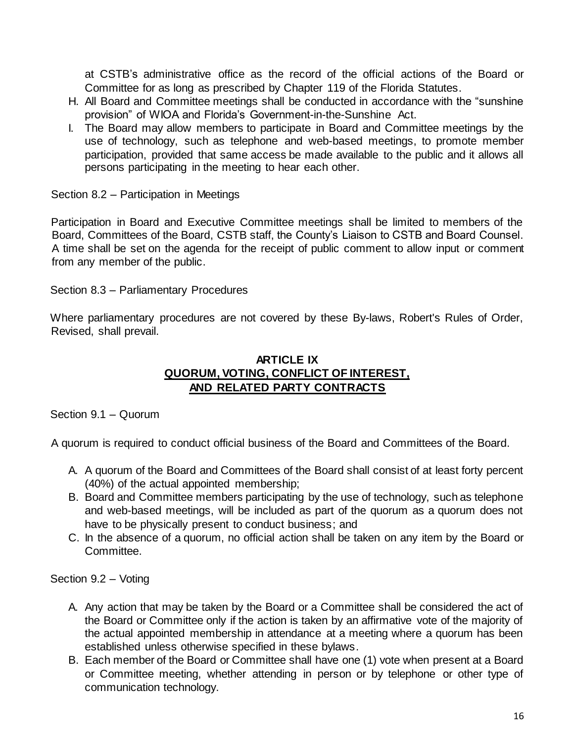at CSTB's administrative office as the record of the official actions of the Board or Committee for as long as prescribed by Chapter 119 of the Florida Statutes.

H. All Board and Committee meetings shall be conducted in accordance with the "sunshine provision" of WIOA and Florida's Government-in-the-Sunshine Act.
I. The Board may allow members to participate in Board and Committee meetings by the use of technology, such as telephone and web-based meetings, to promote member participation, provided that same access be made available to the public and it allows all persons participating in the meeting to hear each other.

Section 8.2 – Participation in Meetings

Participation in Board and Executive Committee meetings shall be limited to members of the Board, Committees of the Board, CSTB staff, the County's Liaison to CSTB and Board Counsel. A time shall be set on the agenda for the receipt of public comment to allow input or comment from any member of the public.

Section 8.3 – Parliamentary Procedures

Where parliamentary procedures are not covered by these By-laws, Robert's Rules of Order, Revised, shall prevail.

## ARTICLE IX
## QUORUM, VOTING, CONFLICT OF INTEREST, AND RELATED PARTY CONTRACTS

Section 9.1 – Quorum

A quorum is required to conduct official business of the Board and Committees of the Board.

A. A quorum of the Board and Committees of the Board shall consist of at least forty percent (40%) of the actual appointed membership;
B. Board and Committee members participating by the use of technology, such as telephone and web-based meetings, will be included as part of the quorum as a quorum does not have to be physically present to conduct business; and
C. In the absence of a quorum, no official action shall be taken on any item by the Board or Committee.

Section 9.2 – Voting

A. Any action that may be taken by the Board or a Committee shall be considered the act of the Board or Committee only if the action is taken by an affirmative vote of the majority of the actual appointed membership in attendance at a meeting where a quorum has been established unless otherwise specified in these bylaws.
B. Each member of the Board or Committee shall have one (1) vote when present at a Board or Committee meeting, whether attending in person or by telephone or other type of communication technology.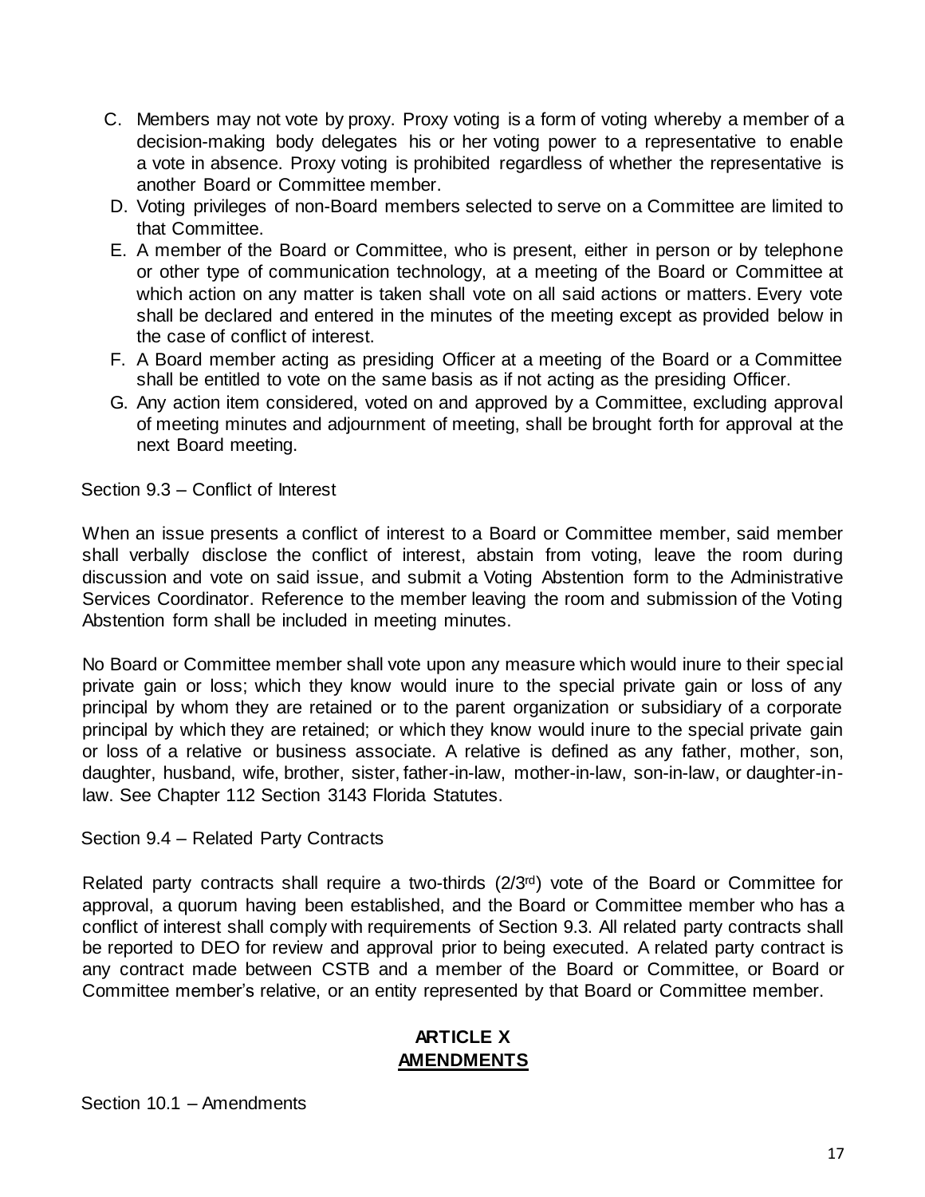C. Members may not vote by proxy. Proxy voting is a form of voting whereby a member of a decision-making body delegates his or her voting power to a representative to enable a vote in absence. Proxy voting is prohibited regardless of whether the representative is another Board or Committee member.

D. Voting privileges of non-Board members selected to serve on a Committee are limited to that Committee.

E. A member of the Board or Committee, who is present, either in person or by telephone or other type of communication technology, at a meeting of the Board or Committee at which action on any matter is taken shall vote on all said actions or matters. Every vote shall be declared and entered in the minutes of the meeting except as provided below in the case of conflict of interest.

F. A Board member acting as presiding Officer at a meeting of the Board or a Committee shall be entitled to vote on the same basis as if not acting as the presiding Officer.

G. Any action item considered, voted on and approved by a Committee, excluding approval of meeting minutes and adjournment of meeting, shall be brought forth for approval at the next Board meeting.

Section 9.3 – Conflict of Interest

When an issue presents a conflict of interest to a Board or Committee member, said member shall verbally disclose the conflict of interest, abstain from voting, leave the room during discussion and vote on said issue, and submit a Voting Abstention form to the Administrative Services Coordinator. Reference to the member leaving the room and submission of the Voting Abstention form shall be included in meeting minutes.

No Board or Committee member shall vote upon any measure which would inure to their special private gain or loss; which they know would inure to the special private gain or loss of any principal by whom they are retained or to the parent organization or subsidiary of a corporate principal by which they are retained; or which they know would inure to the special private gain or loss of a relative or business associate. A relative is defined as any father, mother, son, daughter, husband, wife, brother, sister, father-in-law, mother-in-law, son-in-law, or daughter-in-law. See Chapter 112 Section 3143 Florida Statutes.

Section 9.4 – Related Party Contracts

Related party contracts shall require a two-thirds (2/3rd) vote of the Board or Committee for approval, a quorum having been established, and the Board or Committee member who has a conflict of interest shall comply with requirements of Section 9.3. All related party contracts shall be reported to DEO for review and approval prior to being executed. A related party contract is any contract made between CSTB and a member of the Board or Committee, or Board or Committee member's relative, or an entity represented by that Board or Committee member.

## ARTICLE X
## AMENDMENTS

Section 10.1 – Amendments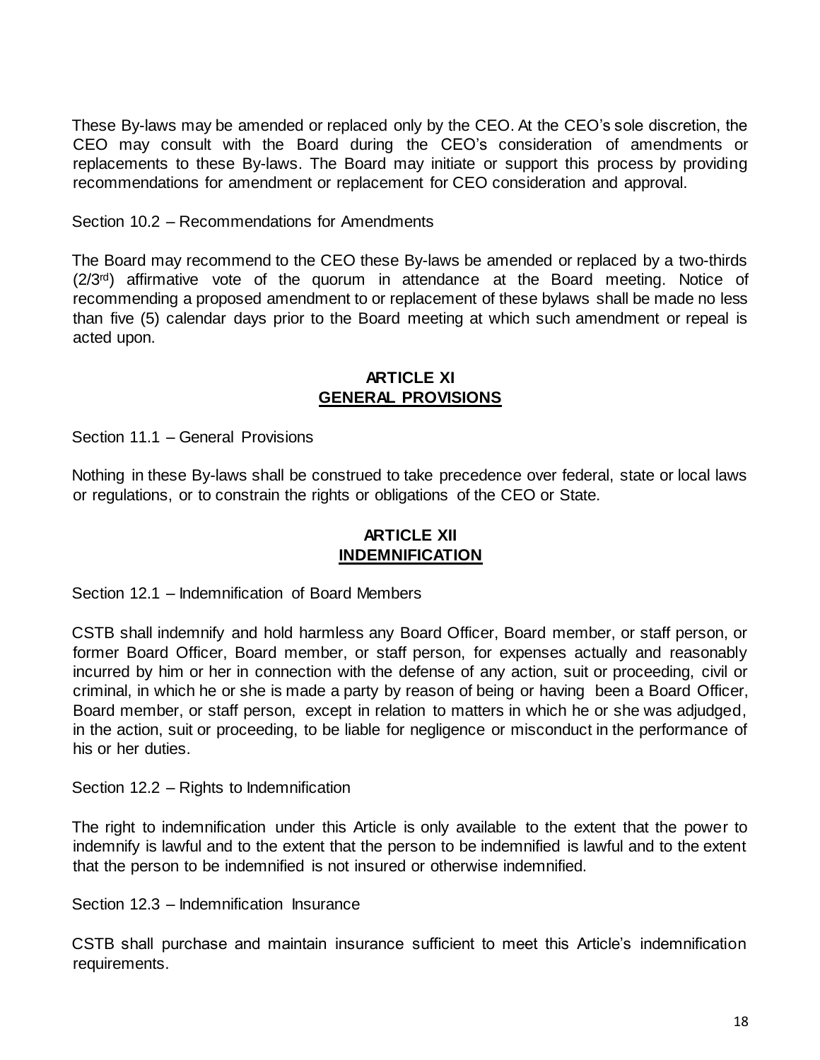These By-laws may be amended or replaced only by the CEO. At the CEO's sole discretion, the CEO may consult with the Board during the CEO's consideration of amendments or replacements to these By-laws. The Board may initiate or support this process by providing recommendations for amendment or replacement for CEO consideration and approval.

Section 10.2 – Recommendations for Amendments

The Board may recommend to the CEO these By-laws be amended or replaced by a two-thirds (2/3rd) affirmative vote of the quorum in attendance at the Board meeting. Notice of recommending a proposed amendment to or replacement of these bylaws shall be made no less than five (5) calendar days prior to the Board meeting at which such amendment or repeal is acted upon.

## ARTICLE XI
## GENERAL PROVISIONS

Section 11.1 – General Provisions

Nothing in these By-laws shall be construed to take precedence over federal, state or local laws or regulations, or to constrain the rights or obligations of the CEO or State.

## ARTICLE XII
## INDEMNIFICATION

Section 12.1 – Indemnification of Board Members

CSTB shall indemnify and hold harmless any Board Officer, Board member, or staff person, or former Board Officer, Board member, or staff person, for expenses actually and reasonably incurred by him or her in connection with the defense of any action, suit or proceeding, civil or criminal, in which he or she is made a party by reason of being or having been a Board Officer, Board member, or staff person, except in relation to matters in which he or she was adjudged, in the action, suit or proceeding, to be liable for negligence or misconduct in the performance of his or her duties.

Section 12.2 – Rights to Indemnification

The right to indemnification under this Article is only available to the extent that the power to indemnify is lawful and to the extent that the person to be indemnified is lawful and to the extent that the person to be indemnified is not insured or otherwise indemnified.

Section 12.3 – Indemnification Insurance

CSTB shall purchase and maintain insurance sufficient to meet this Article's indemnification requirements.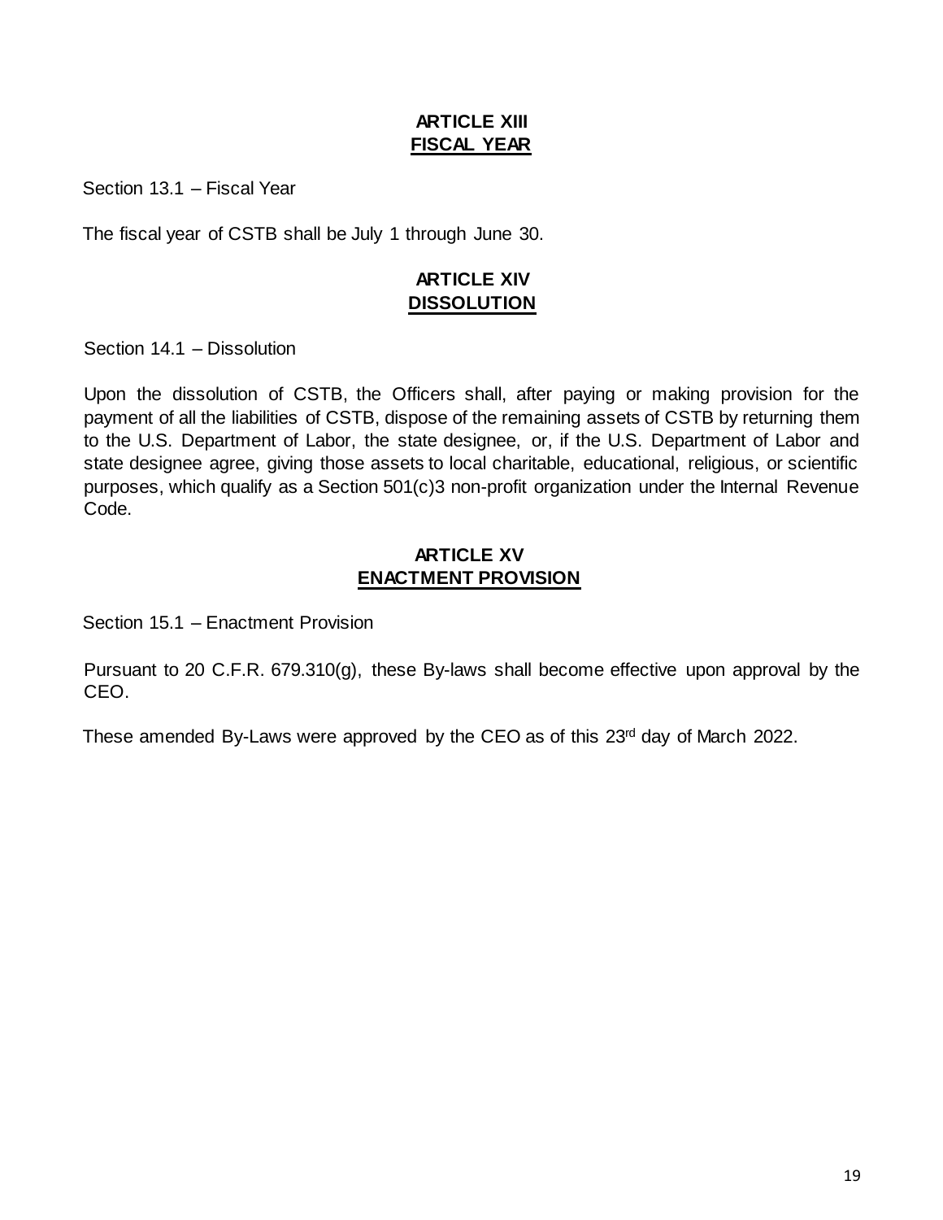## ARTICLE XIII
## FISCAL YEAR

Section 13.1 – Fiscal Year

The fiscal year of CSTB shall be July 1 through June 30.

## ARTICLE XIV
## DISSOLUTION

Section 14.1 – Dissolution

Upon the dissolution of CSTB, the Officers shall, after paying or making provision for the payment of all the liabilities of CSTB, dispose of the remaining assets of CSTB by returning them to the U.S. Department of Labor, the state designee, or, if the U.S. Department of Labor and state designee agree, giving those assets to local charitable, educational, religious, or scientific purposes, which qualify as a Section 501(c)3 non-profit organization under the Internal Revenue Code.

## ARTICLE XV
## ENACTMENT PROVISION

Section 15.1 – Enactment Provision

Pursuant to 20 C.F.R. 679.310(g), these By-laws shall become effective upon approval by the CEO.

These amended By-Laws were approved by the CEO as of this 23rd day of March 2022.